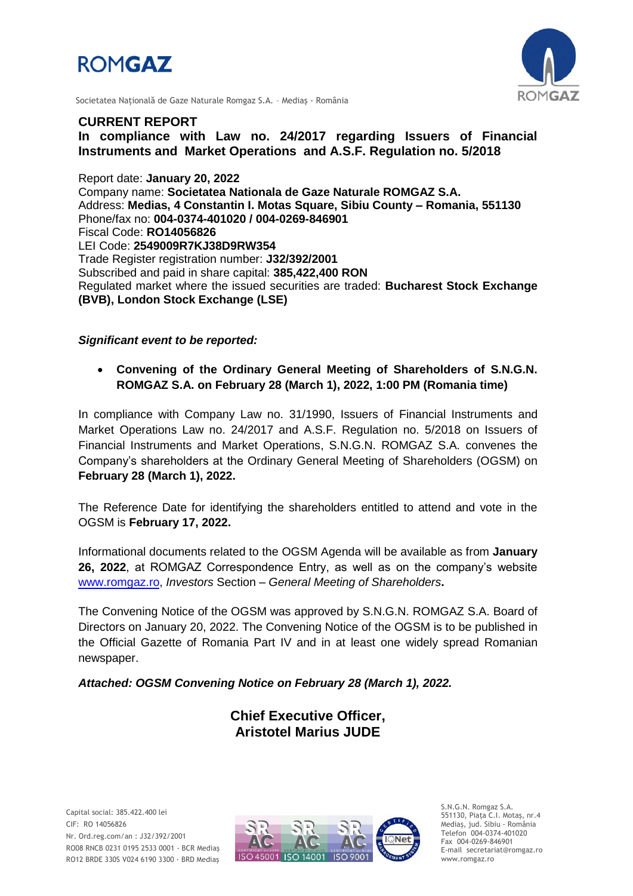# ROMGAZ

Societatea Națională de Gaze Naturale Romgaz S.A. – Mediaș - România

## CURRENT REPORT

**In compliance with Law no. 24/2017 regarding Issuers of Financial Instruments and Market Operations and A.S.F. Regulation no. 5/2018**

Report date: **January 20, 2022**
Company name: **Societatea Nationala de Gaze Naturale ROMGAZ S.A.**
Address: **Medias, 4 Constantin I. Motas Square, Sibiu County – Romania, 551130**
Phone/fax no: **004-0374-401020 / 004-0269-846901**
Fiscal Code: **RO14056826**
LEI Code: **2549009R7KJ38D9RW354**
Trade Register registration number: **J32/392/2001**
Subscribed and paid in share capital: **385,422,400 RON**
Regulated market where the issued securities are traded: **Bucharest Stock Exchange (BVB), London Stock Exchange (LSE)**

***Significant event to be reported:***

- **Convening of the Ordinary General Meeting of Shareholders of S.N.G.N. ROMGAZ S.A. on February 28 (March 1), 2022, 1:00 PM (Romania time)**

In compliance with Company Law no. 31/1990, Issuers of Financial Instruments and Market Operations Law no. 24/2017 and A.S.F. Regulation no. 5/2018 on Issuers of Financial Instruments and Market Operations, S.N.G.N. ROMGAZ S.A. convenes the Company's shareholders at the Ordinary General Meeting of Shareholders (OGSM) on **February 28 (March 1), 2022.**

The Reference Date for identifying the shareholders entitled to attend and vote in the OGSM is **February 17, 2022.**

Informational documents related to the OGSM Agenda will be available as from **January 26, 2022**, at ROMGAZ Correspondence Entry, as well as on the company's website www.romgaz.ro, *Investors* Section – *General Meeting of Shareholders*.

The Convening Notice of the OGSM was approved by S.N.G.N. ROMGAZ S.A. Board of Directors on January 20, 2022. The Convening Notice of the OGSM is to be published in the Official Gazette of Romania Part IV and in at least one widely spread Romanian newspaper.

***Attached: OGSM Convening Notice on February 28 (March 1), 2022.***

**Chief Executive Officer,**
**Aristotel Marius JUDE**

Capital social: 385.422.400 lei
CIF: RO 14056826
Nr. Ord.reg.com/an : J32/392/2001
RO08 RNCB 0231 0195 2533 0001 - BCR Mediaş
RO12 BRDE 330S V024 6190 3300 - BRD Mediaş

S.N.G.N. Romgaz S.A.
551130, Piața C.I. Motaş, nr.4
Mediaş, jud. Sibiu - România
Telefon 004-0374-401020
Fax 004-0269-846901
E-mail secretariat@romgaz.ro
www.romgaz.ro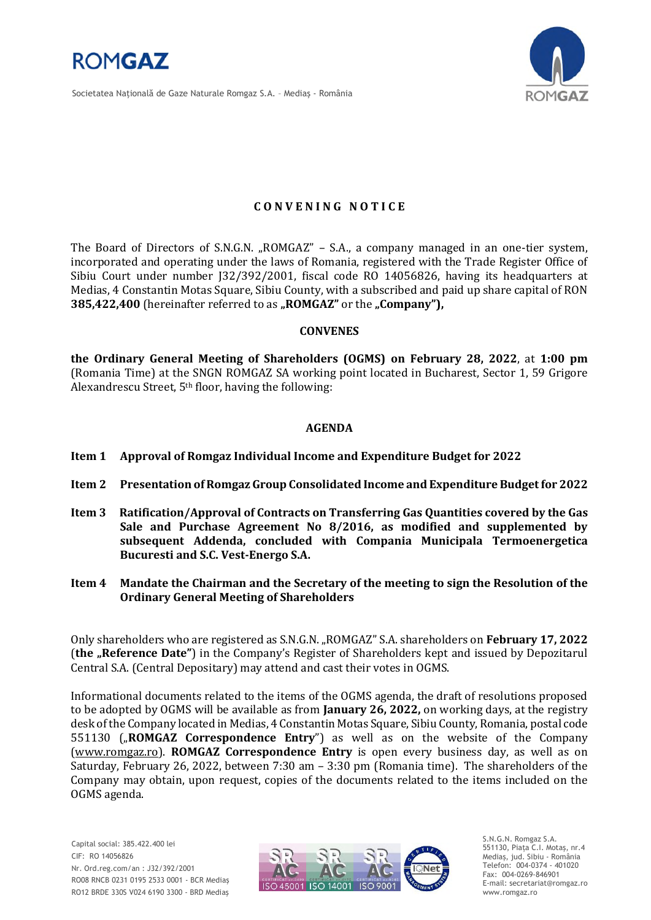# CONVENING NOTICE

The Board of Directors of S.N.G.N. „ROMGAZ" – S.A., a company managed in an one-tier system, incorporated and operating under the laws of Romania, registered with the Trade Register Office of Sibiu Court under number J32/392/2001, fiscal code RO 14056826, having its headquarters at Medias, 4 Constantin Motas Square, Sibiu County, with a subscribed and paid up share capital of RON **385,422,400** (hereinafter referred to as **„ROMGAZ"** or the **„Company"),**

**CONVENES**

**the Ordinary General Meeting of Shareholders (OGMS) on February 28, 2022**, at **1:00 pm** (Romania Time) at the SNGN ROMGAZ SA working point located in Bucharest, Sector 1, 59 Grigore Alexandrescu Street, 5th floor, having the following:

**AGENDA**

**Item 1 Approval of Romgaz Individual Income and Expenditure Budget for 2022**

**Item 2 Presentation of Romgaz Group Consolidated Income and Expenditure Budget for 2022**

**Item 3 Ratification/Approval of Contracts on Transferring Gas Quantities covered by the Gas Sale and Purchase Agreement No 8/2016, as modified and supplemented by subsequent Addenda, concluded with Compania Municipala Termoenergetica Bucuresti and S.C. Vest-Energo S.A.**

**Item 4 Mandate the Chairman and the Secretary of the meeting to sign the Resolution of the Ordinary General Meeting of Shareholders**

Only shareholders who are registered as S.N.G.N. „ROMGAZ" S.A. shareholders on **February 17, 2022** (**the „Reference Date"**) in the Company's Register of Shareholders kept and issued by Depozitarul Central S.A. (Central Depositary) may attend and cast their votes in OGMS.

Informational documents related to the items of the OGMS agenda, the draft of resolutions proposed to be adopted by OGMS will be available as from **January 26, 2022,** on working days, at the registry desk of the Company located in Medias, 4 Constantin Motas Square, Sibiu County, Romania, postal code 551130 („**ROMGAZ Correspondence Entry**") as well as on the website of the Company (www.romgaz.ro). **ROMGAZ Correspondence Entry** is open every business day, as well as on Saturday, February 26, 2022, between 7:30 am – 3:30 pm (Romania time). The shareholders of the Company may obtain, upon request, copies of the documents related to the items included on the OGMS agenda.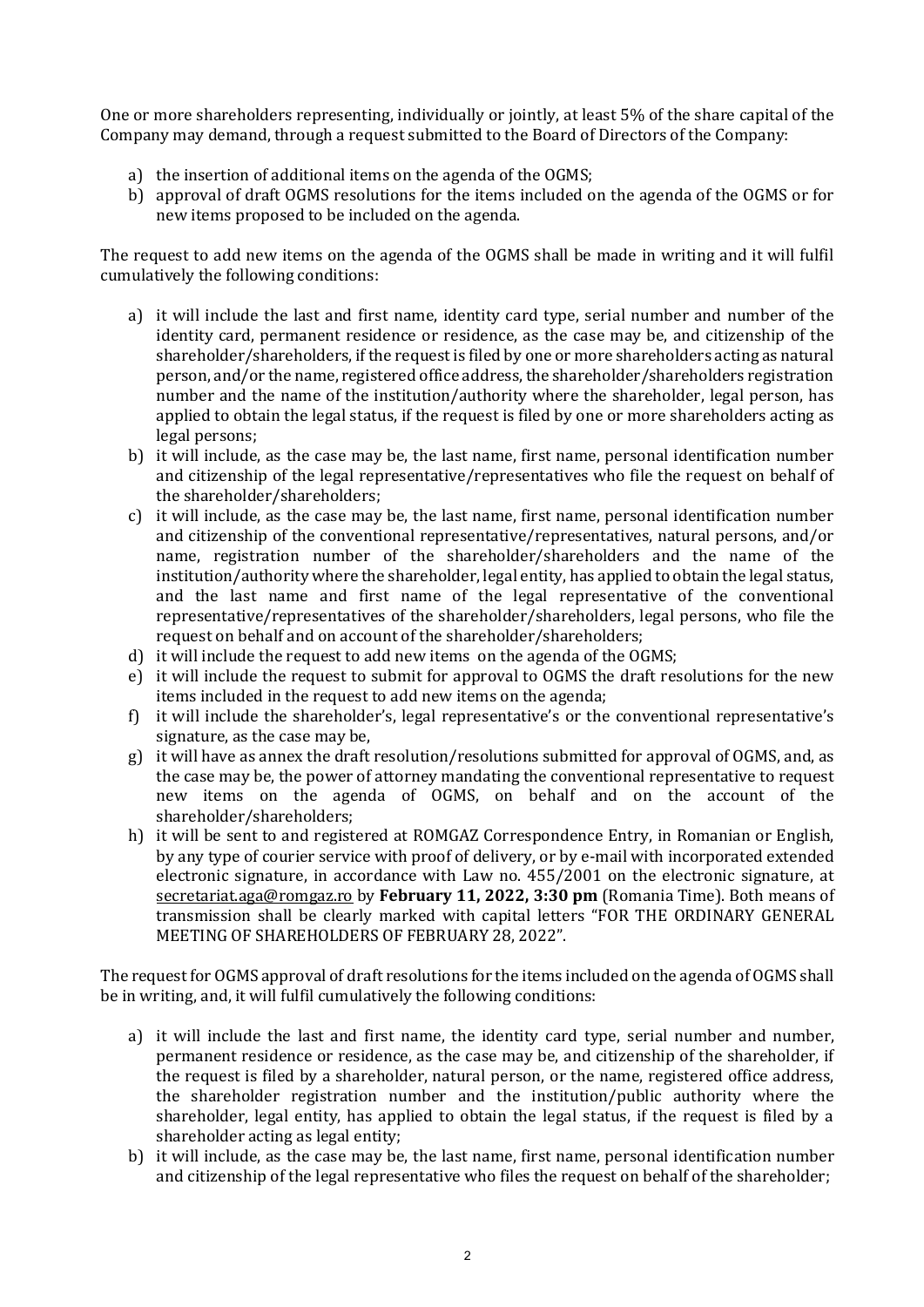One or more shareholders representing, individually or jointly, at least 5% of the share capital of the Company may demand, through a request submitted to the Board of Directors of the Company:

a) the insertion of additional items on the agenda of the OGMS;
b) approval of draft OGMS resolutions for the items included on the agenda of the OGMS or for new items proposed to be included on the agenda.

The request to add new items on the agenda of the OGMS shall be made in writing and it will fulfil cumulatively the following conditions:

a) it will include the last and first name, identity card type, serial number and number of the identity card, permanent residence or residence, as the case may be, and citizenship of the shareholder/shareholders, if the request is filed by one or more shareholders acting as natural person, and/or the name, registered office address, the shareholder/shareholders registration number and the name of the institution/authority where the shareholder, legal person, has applied to obtain the legal status, if the request is filed by one or more shareholders acting as legal persons;
b) it will include, as the case may be, the last name, first name, personal identification number and citizenship of the legal representative/representatives who file the request on behalf of the shareholder/shareholders;
c) it will include, as the case may be, the last name, first name, personal identification number and citizenship of the conventional representative/representatives, natural persons, and/or name, registration number of the shareholder/shareholders and the name of the institution/authority where the shareholder, legal entity, has applied to obtain the legal status, and the last name and first name of the legal representative of the conventional representative/representatives of the shareholder/shareholders, legal persons, who file the request on behalf and on account of the shareholder/shareholders;
d) it will include the request to add new items on the agenda of the OGMS;
e) it will include the request to submit for approval to OGMS the draft resolutions for the new items included in the request to add new items on the agenda;
f) it will include the shareholder's, legal representative's or the conventional representative's signature, as the case may be,
g) it will have as annex the draft resolution/resolutions submitted for approval of OGMS, and, as the case may be, the power of attorney mandating the conventional representative to request new items on the agenda of OGMS, on behalf and on the account of the shareholder/shareholders;
h) it will be sent to and registered at ROMGAZ Correspondence Entry, in Romanian or English, by any type of courier service with proof of delivery, or by e-mail with incorporated extended electronic signature, in accordance with Law no. 455/2001 on the electronic signature, at secretariat.aga@romgaz.ro by **February 11, 2022, 3:30 pm** (Romania Time). Both means of transmission shall be clearly marked with capital letters "FOR THE ORDINARY GENERAL MEETING OF SHAREHOLDERS OF FEBRUARY 28, 2022".

The request for OGMS approval of draft resolutions for the items included on the agenda of OGMS shall be in writing, and, it will fulfil cumulatively the following conditions:

a) it will include the last and first name, the identity card type, serial number and number, permanent residence or residence, as the case may be, and citizenship of the shareholder, if the request is filed by a shareholder, natural person, or the name, registered office address, the shareholder registration number and the institution/public authority where the shareholder, legal entity, has applied to obtain the legal status, if the request is filed by a shareholder acting as legal entity;
b) it will include, as the case may be, the last name, first name, personal identification number and citizenship of the legal representative who files the request on behalf of the shareholder;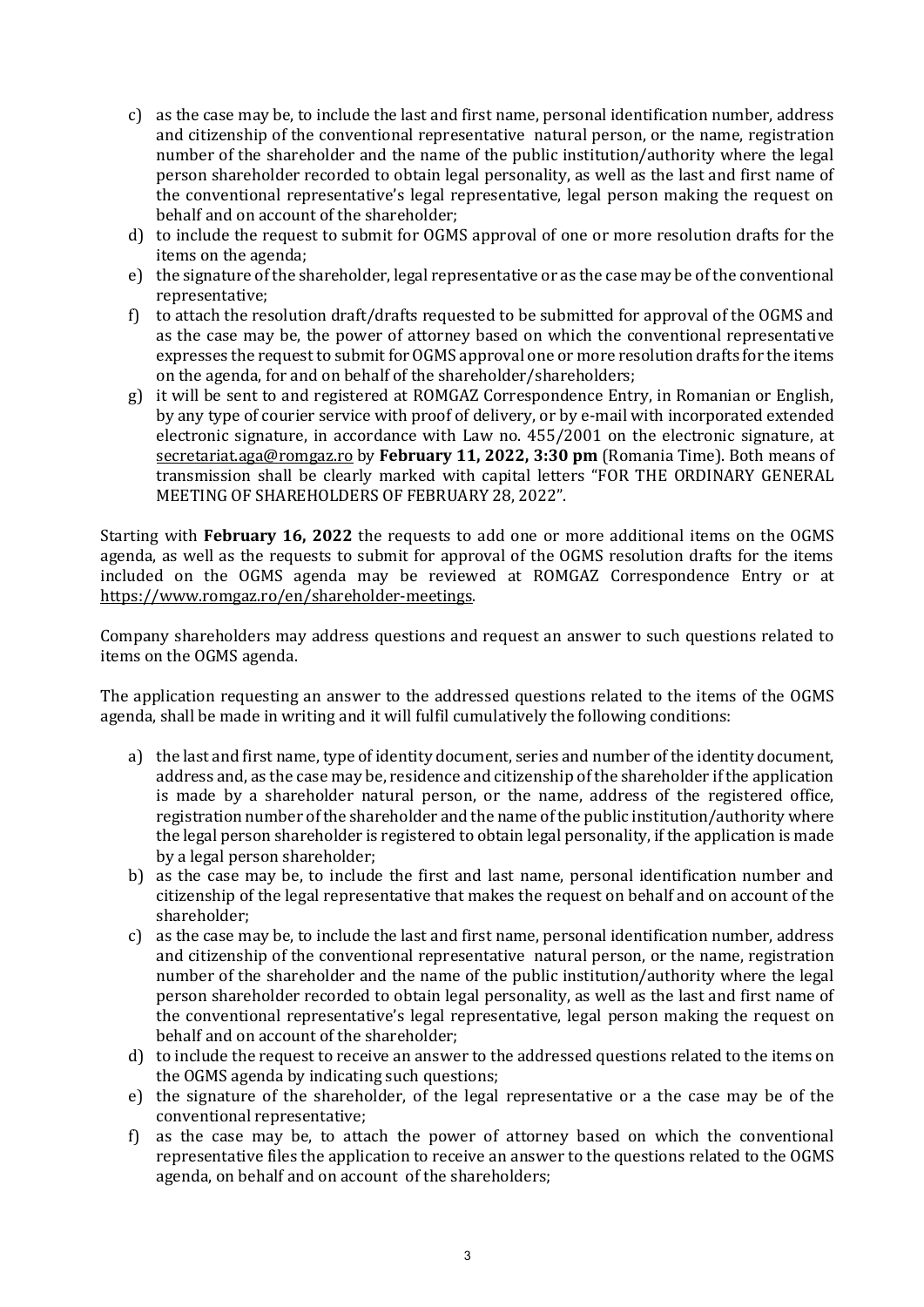c) as the case may be, to include the last and first name, personal identification number, address and citizenship of the conventional representative natural person, or the name, registration number of the shareholder and the name of the public institution/authority where the legal person shareholder recorded to obtain legal personality, as well as the last and first name of the conventional representative's legal representative, legal person making the request on behalf and on account of the shareholder;
d) to include the request to submit for OGMS approval of one or more resolution drafts for the items on the agenda;
e) the signature of the shareholder, legal representative or as the case may be of the conventional representative;
f) to attach the resolution draft/drafts requested to be submitted for approval of the OGMS and as the case may be, the power of attorney based on which the conventional representative expresses the request to submit for OGMS approval one or more resolution drafts for the items on the agenda, for and on behalf of the shareholder/shareholders;
g) it will be sent to and registered at ROMGAZ Correspondence Entry, in Romanian or English, by any type of courier service with proof of delivery, or by e-mail with incorporated extended electronic signature, in accordance with Law no. 455/2001 on the electronic signature, at secretariat.aga@romgaz.ro by **February 11, 2022, 3:30 pm** (Romania Time). Both means of transmission shall be clearly marked with capital letters "FOR THE ORDINARY GENERAL MEETING OF SHAREHOLDERS OF FEBRUARY 28, 2022".

Starting with **February 16, 2022** the requests to add one or more additional items on the OGMS agenda, as well as the requests to submit for approval of the OGMS resolution drafts for the items included on the OGMS agenda may be reviewed at ROMGAZ Correspondence Entry or at https://www.romgaz.ro/en/shareholder-meetings.

Company shareholders may address questions and request an answer to such questions related to items on the OGMS agenda.

The application requesting an answer to the addressed questions related to the items of the OGMS agenda, shall be made in writing and it will fulfil cumulatively the following conditions:

a) the last and first name, type of identity document, series and number of the identity document, address and, as the case may be, residence and citizenship of the shareholder if the application is made by a shareholder natural person, or the name, address of the registered office, registration number of the shareholder and the name of the public institution/authority where the legal person shareholder is registered to obtain legal personality, if the application is made by a legal person shareholder;
b) as the case may be, to include the first and last name, personal identification number and citizenship of the legal representative that makes the request on behalf and on account of the shareholder;
c) as the case may be, to include the last and first name, personal identification number, address and citizenship of the conventional representative natural person, or the name, registration number of the shareholder and the name of the public institution/authority where the legal person shareholder recorded to obtain legal personality, as well as the last and first name of the conventional representative's legal representative, legal person making the request on behalf and on account of the shareholder;
d) to include the request to receive an answer to the addressed questions related to the items on the OGMS agenda by indicating such questions;
e) the signature of the shareholder, of the legal representative or a the case may be of the conventional representative;
f) as the case may be, to attach the power of attorney based on which the conventional representative files the application to receive an answer to the questions related to the OGMS agenda, on behalf and on account of the shareholders;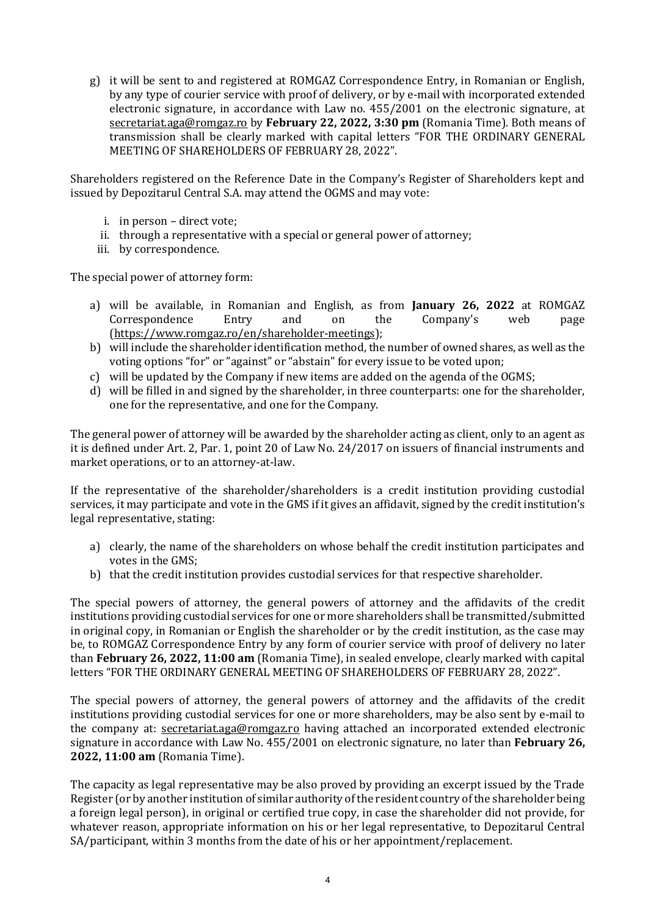g) it will be sent to and registered at ROMGAZ Correspondence Entry, in Romanian or English, by any type of courier service with proof of delivery, or by e-mail with incorporated extended electronic signature, in accordance with Law no. 455/2001 on the electronic signature, at secretariat.aga@romgaz.ro by **February 22, 2022, 3:30 pm** (Romania Time). Both means of transmission shall be clearly marked with capital letters "FOR THE ORDINARY GENERAL MEETING OF SHAREHOLDERS OF FEBRUARY 28, 2022".

Shareholders registered on the Reference Date in the Company's Register of Shareholders kept and issued by Depozitarul Central S.A. may attend the OGMS and may vote:

i. in person – direct vote;
ii. through a representative with a special or general power of attorney;
iii. by correspondence.

The special power of attorney form:

a) will be available, in Romanian and English, as from **January 26, 2022** at ROMGAZ Correspondence Entry and on the Company's web page (https://www.romgaz.ro/en/shareholder-meetings);
b) will include the shareholder identification method, the number of owned shares, as well as the voting options "for" or "against" or "abstain" for every issue to be voted upon;
c) will be updated by the Company if new items are added on the agenda of the OGMS;
d) will be filled in and signed by the shareholder, in three counterparts: one for the shareholder, one for the representative, and one for the Company.

The general power of attorney will be awarded by the shareholder acting as client, only to an agent as it is defined under Art. 2, Par. 1, point 20 of Law No. 24/2017 on issuers of financial instruments and market operations, or to an attorney-at-law.

If the representative of the shareholder/shareholders is a credit institution providing custodial services, it may participate and vote in the GMS if it gives an affidavit, signed by the credit institution's legal representative, stating:

a) clearly, the name of the shareholders on whose behalf the credit institution participates and votes in the GMS;
b) that the credit institution provides custodial services for that respective shareholder.

The special powers of attorney, the general powers of attorney and the affidavits of the credit institutions providing custodial services for one or more shareholders shall be transmitted/submitted in original copy, in Romanian or English the shareholder or by the credit institution, as the case may be, to ROMGAZ Correspondence Entry by any form of courier service with proof of delivery no later than **February 26, 2022, 11:00 am** (Romania Time), in sealed envelope, clearly marked with capital letters "FOR THE ORDINARY GENERAL MEETING OF SHAREHOLDERS OF FEBRUARY 28, 2022".

The special powers of attorney, the general powers of attorney and the affidavits of the credit institutions providing custodial services for one or more shareholders, may be also sent by e-mail to the company at: secretariat.aga@romgaz.ro having attached an incorporated extended electronic signature in accordance with Law No. 455/2001 on electronic signature, no later than **February 26, 2022, 11:00 am** (Romania Time).

The capacity as legal representative may be also proved by providing an excerpt issued by the Trade Register (or by another institution of similar authority of the resident country of the shareholder being a foreign legal person), in original or certified true copy, in case the shareholder did not provide, for whatever reason, appropriate information on his or her legal representative, to Depozitarul Central SA/participant, within 3 months from the date of his or her appointment/replacement.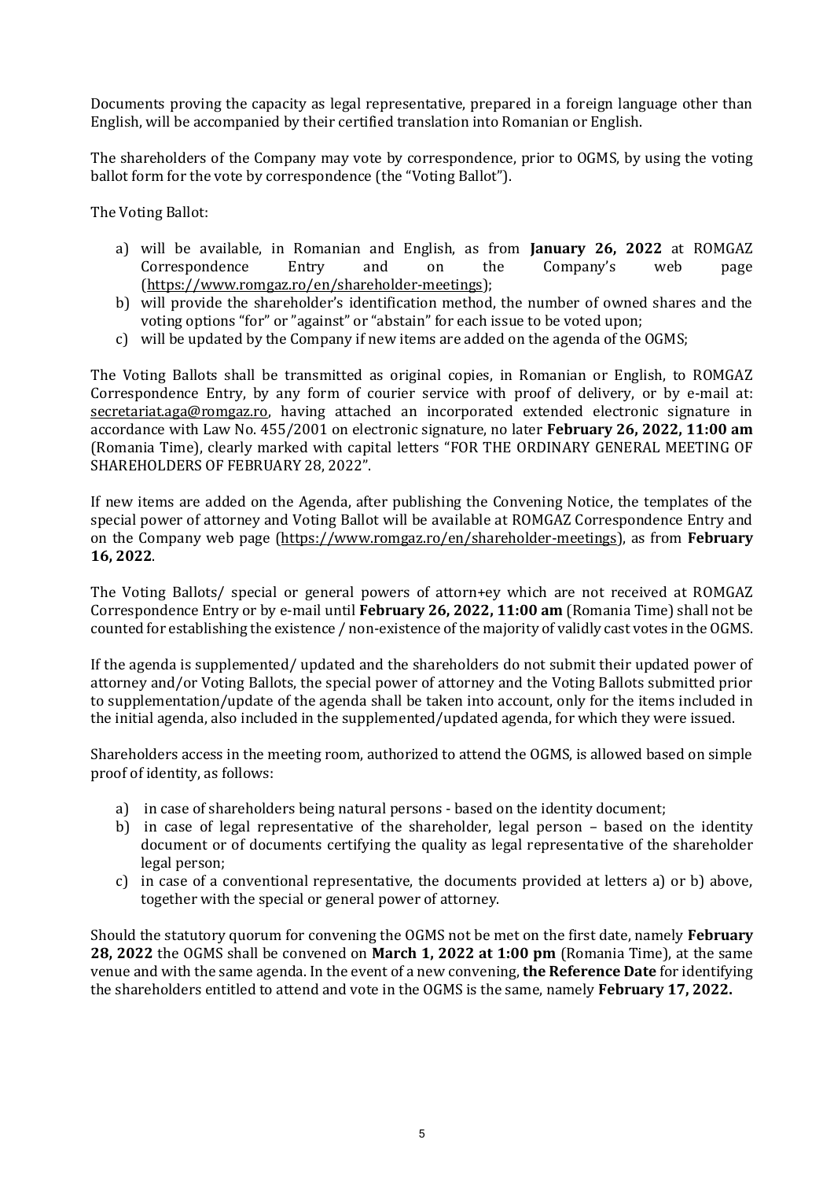Documents proving the capacity as legal representative, prepared in a foreign language other than English, will be accompanied by their certified translation into Romanian or English.

The shareholders of the Company may vote by correspondence, prior to OGMS, by using the voting ballot form for the vote by correspondence (the "Voting Ballot").

The Voting Ballot:

a) will be available, in Romanian and English, as from **January 26, 2022** at ROMGAZ Correspondence Entry and on the Company's web page (https://www.romgaz.ro/en/shareholder-meetings);
b) will provide the shareholder's identification method, the number of owned shares and the voting options "for" or "against" or "abstain" for each issue to be voted upon;
c) will be updated by the Company if new items are added on the agenda of the OGMS;

The Voting Ballots shall be transmitted as original copies, in Romanian or English, to ROMGAZ Correspondence Entry, by any form of courier service with proof of delivery, or by e-mail at: secretariat.aga@romgaz.ro, having attached an incorporated extended electronic signature in accordance with Law No. 455/2001 on electronic signature, no later **February 26, 2022, 11:00 am** (Romania Time), clearly marked with capital letters "FOR THE ORDINARY GENERAL MEETING OF SHAREHOLDERS OF FEBRUARY 28, 2022".

If new items are added on the Agenda, after publishing the Convening Notice, the templates of the special power of attorney and Voting Ballot will be available at ROMGAZ Correspondence Entry and on the Company web page (https://www.romgaz.ro/en/shareholder-meetings), as from **February 16, 2022**.

The Voting Ballots/ special or general powers of attorn+ey which are not received at ROMGAZ Correspondence Entry or by e-mail until **February 26, 2022, 11:00 am** (Romania Time) shall not be counted for establishing the existence / non-existence of the majority of validly cast votes in the OGMS.

If the agenda is supplemented/ updated and the shareholders do not submit their updated power of attorney and/or Voting Ballots, the special power of attorney and the Voting Ballots submitted prior to supplementation/update of the agenda shall be taken into account, only for the items included in the initial agenda, also included in the supplemented/updated agenda, for which they were issued.

Shareholders access in the meeting room, authorized to attend the OGMS, is allowed based on simple proof of identity, as follows:

a) in case of shareholders being natural persons - based on the identity document;
b) in case of legal representative of the shareholder, legal person – based on the identity document or of documents certifying the quality as legal representative of the shareholder legal person;
c) in case of a conventional representative, the documents provided at letters a) or b) above, together with the special or general power of attorney.

Should the statutory quorum for convening the OGMS not be met on the first date, namely **February 28, 2022** the OGMS shall be convened on **March 1, 2022 at 1:00 pm** (Romania Time), at the same venue and with the same agenda. In the event of a new convening, **the Reference Date** for identifying the shareholders entitled to attend and vote in the OGMS is the same, namely **February 17, 2022.**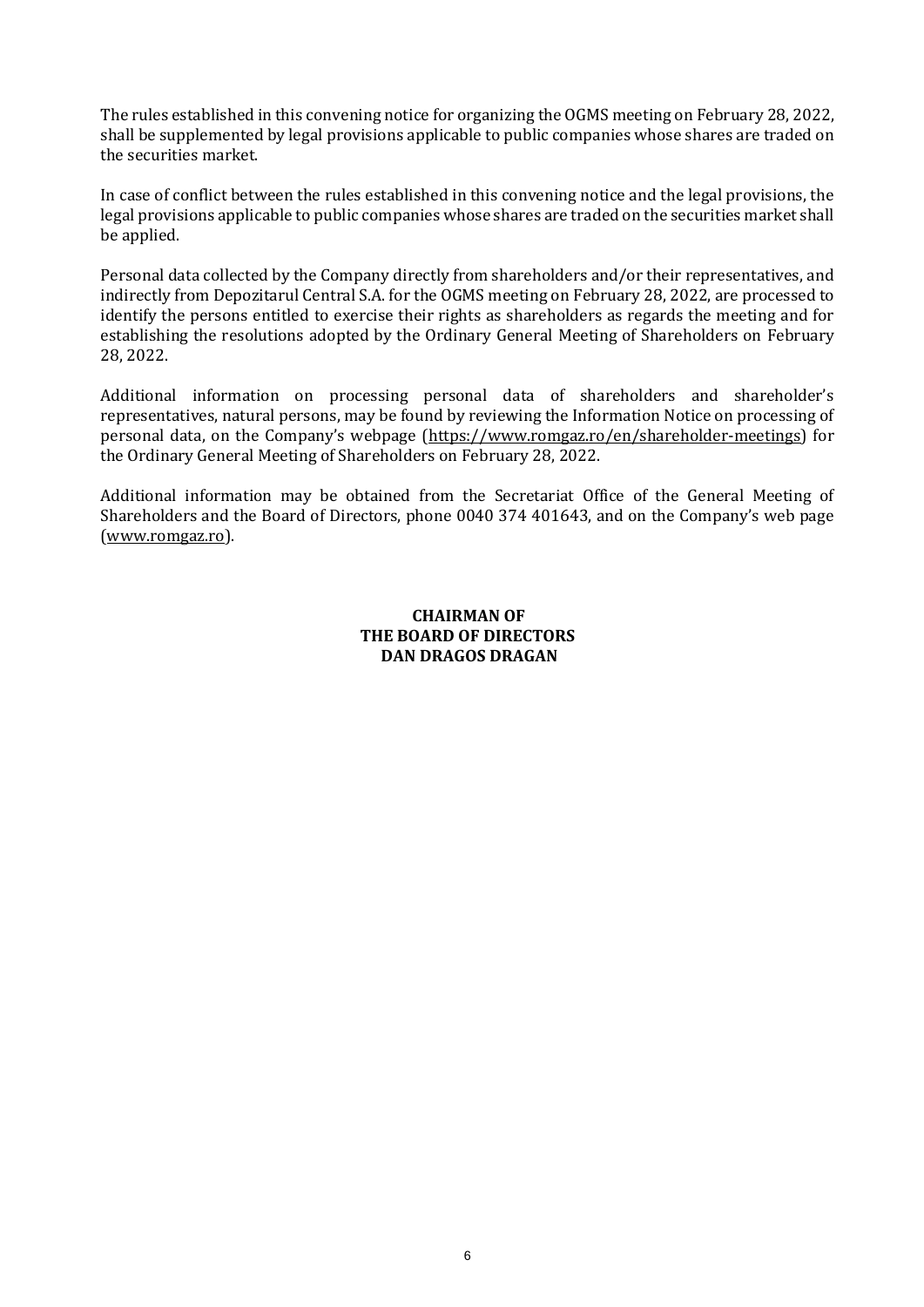The rules established in this convening notice for organizing the OGMS meeting on February 28, 2022, shall be supplemented by legal provisions applicable to public companies whose shares are traded on the securities market.

In case of conflict between the rules established in this convening notice and the legal provisions, the legal provisions applicable to public companies whose shares are traded on the securities market shall be applied.

Personal data collected by the Company directly from shareholders and/or their representatives, and indirectly from Depozitarul Central S.A. for the OGMS meeting on February 28, 2022, are processed to identify the persons entitled to exercise their rights as shareholders as regards the meeting and for establishing the resolutions adopted by the Ordinary General Meeting of Shareholders on February 28, 2022.

Additional information on processing personal data of shareholders and shareholder's representatives, natural persons, may be found by reviewing the Information Notice on processing of personal data, on the Company's webpage (https://www.romgaz.ro/en/shareholder-meetings) for the Ordinary General Meeting of Shareholders on February 28, 2022.

Additional information may be obtained from the Secretariat Office of the General Meeting of Shareholders and the Board of Directors, phone 0040 374 401643, and on the Company's web page (www.romgaz.ro).

**CHAIRMAN OF**
**THE BOARD OF DIRECTORS**
**DAN DRAGOS DRAGAN**